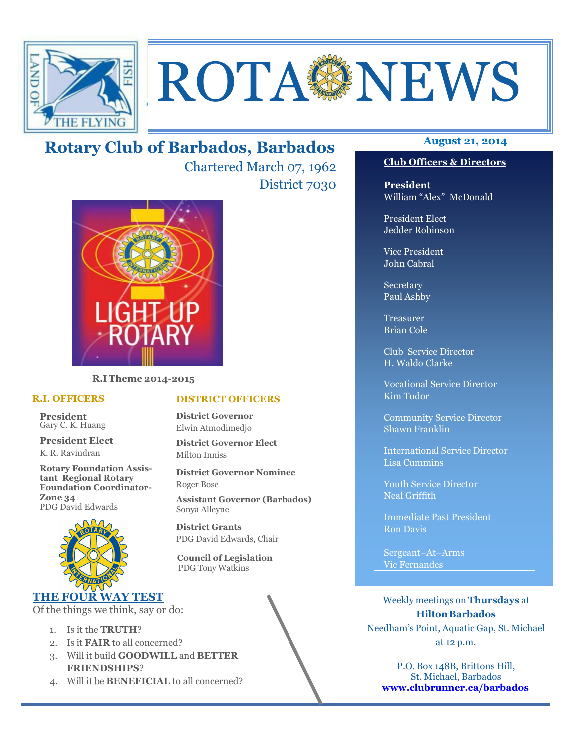# ROTA NEWS

## Rotary Club of Barbados, Barbados

Chartered March 07, 1962

District 7030

**August 21, 2014**

**R.I Theme 2014-2015**

### R.I. OFFICERS

**President**
Gary C. K. Huang

**President Elect**
K. R. Ravindran

**Rotary Foundation Assistant Regional Rotary Foundation Coordinator-Zone 34**
PDG David Edwards

### DISTRICT OFFICERS

**District Governor**
Elwin Atmodimedjo

**District Governor Elect**
Milton Inniss

**District Governor Nominee**
Roger Bose

**Assistant Governor (Barbados)**
Sonya Alleyne

**District Grants**
PDG David Edwards, Chair

**Council of Legislation**
PDG Tony Watkins

### THE FOUR WAY TEST

Of the things we think, say or do:

1. Is it the **TRUTH**?
2. Is it **FAIR** to all concerned?
3. Will it build **GOODWILL** and **BETTER FRIENDSHIPS**?
4. Will it be **BENEFICIAL** to all concerned?

### Club Officers & Directors

**President**
William "Alex" McDonald

President Elect
Jedder Robinson

Vice President
John Cabral

Secretary
Paul Ashby

Treasurer
Brian Cole

Club Service Director
H. Waldo Clarke

Vocational Service Director
Kim Tudor

Community Service Director
Shawn Franklin

International Service Director
Lisa Cummins

Youth Service Director
Neal Griffith

Immediate Past President
Ron Davis

Sergeant–At–Arms
Vic Fernandes

Weekly meetings on **Thursdays** at **Hilton Barbados**
Needham's Point, Aquatic Gap, St. Michael
at 12 p.m.

P.O. Box 148B, Brittons Hill,
St. Michael, Barbados
**www.clubrunner.ca/barbados**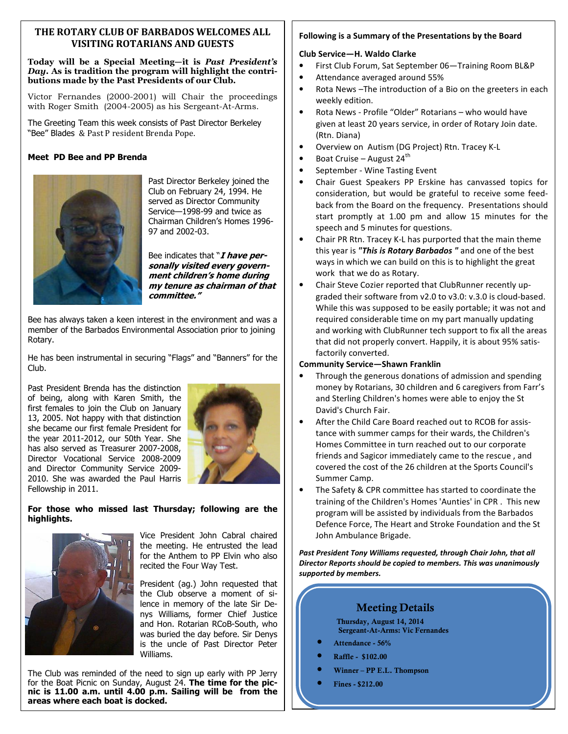## THE ROTARY CLUB OF BARBADOS WELCOMES ALL VISITING ROTARIANS AND GUESTS

**Today will be a Special Meeting—it is *Past President's Day*. As is tradition the program will highlight the contributions made by the Past Presidents of our Club.**

Victor Fernandes (2000-2001) will Chair the proceedings with Roger Smith (2004-2005) as his Sergeant-At-Arms.

The Greeting Team this week consists of Past Director Berkeley "Bee" Blades & Past P resident Brenda Pope.

**Meet PD Bee and PP Brenda**

Past Director Berkeley joined the Club on February 24, 1994. He served as Director Community Service—1998-99 and twice as Chairman Children's Homes 1996-97 and 2002-03.

Bee indicates that "***I have personally visited every government children's home during my tenure as chairman of that committee."***

Bee has always taken a keen interest in the environment and was a member of the Barbados Environmental Association prior to joining Rotary.

He has been instrumental in securing "Flags" and "Banners" for the Club.

Past President Brenda has the distinction of being, along with Karen Smith, the first females to join the Club on January 13, 2005. Not happy with that distinction she became our first female President for the year 2011-2012, our 50th Year. She has also served as Treasurer 2007-2008, Director Vocational Service 2008-2009 and Director Community Service 2009-2010. She was awarded the Paul Harris Fellowship in 2011.

**For those who missed last Thursday; following are the highlights.**

Vice President John Cabral chaired the meeting. He entrusted the lead for the Anthem to PP Elvin who also recited the Four Way Test.

President (ag.) John requested that the Club observe a moment of silence in memory of the late Sir Denys Williams, former Chief Justice and Hon. Rotarian RCoB-South, who was buried the day before. Sir Denys is the uncle of Past Director Peter Williams.

The Club was reminded of the need to sign up early with PP Jerry for the Boat Picnic on Sunday, August 24. **The time for the picnic is 11.00 a.m. until 4.00 p.m. Sailing will be from the areas where each boat is docked.**

**Following is a Summary of the Presentations by the Board**

**Club Service—H. Waldo Clarke**

- First Club Forum, Sat September 06—Training Room BL&P
- Attendance averaged around 55%
- Rota News –The introduction of a Bio on the greeters in each weekly edition.
- Rota News - Profile "Older" Rotarians – who would have given at least 20 years service, in order of Rotary Join date. (Rtn. Diana)
- Overview on Autism (DG Project) Rtn. Tracey K-L
- Boat Cruise – August 24th
- September - Wine Tasting Event
- Chair Guest Speakers PP Erskine has canvassed topics for consideration, but would be grateful to receive some feedback from the Board on the frequency. Presentations should start promptly at 1.00 pm and allow 15 minutes for the speech and 5 minutes for questions.
- Chair PR Rtn. Tracey K-L has purported that the main theme this year is ***"This is Rotary Barbados "*** and one of the best ways in which we can build on this is to highlight the great work that we do as Rotary.
- Chair Steve Cozier reported that ClubRunner recently upgraded their software from v2.0 to v3.0: v.3.0 is cloud-based. While this was supposed to be easily portable; it was not and required considerable time on my part manually updating and working with ClubRunner tech support to fix all the areas that did not properly convert. Happily, it is about 95% satisfactorily converted.

**Community Service—Shawn Franklin**

- Through the generous donations of admission and spending money by Rotarians, 30 children and 6 caregivers from Farr's and Sterling Children's homes were able to enjoy the St David's Church Fair.
- After the Child Care Board reached out to RCOB for assistance with summer camps for their wards, the Children's Homes Committee in turn reached out to our corporate friends and Sagicor immediately came to the rescue , and covered the cost of the 26 children at the Sports Council's Summer Camp.
- The Safety & CPR committee has started to coordinate the training of the Children's Homes 'Aunties' in CPR . This new program will be assisted by individuals from the Barbados Defence Force, The Heart and Stroke Foundation and the St John Ambulance Brigade.

***Past President Tony Williams requested, through Chair John, that all Director Reports should be copied to members. This was unanimously supported by members.***

### Meeting Details

**Thursday, August 14, 2014**
**Sergeant-At-Arms: Vic Fernandes**

- **Attendance - 56%**
- **Raffle - $102.00**
- **Winner – PP E.L. Thompson**
- **Fines - $212.00**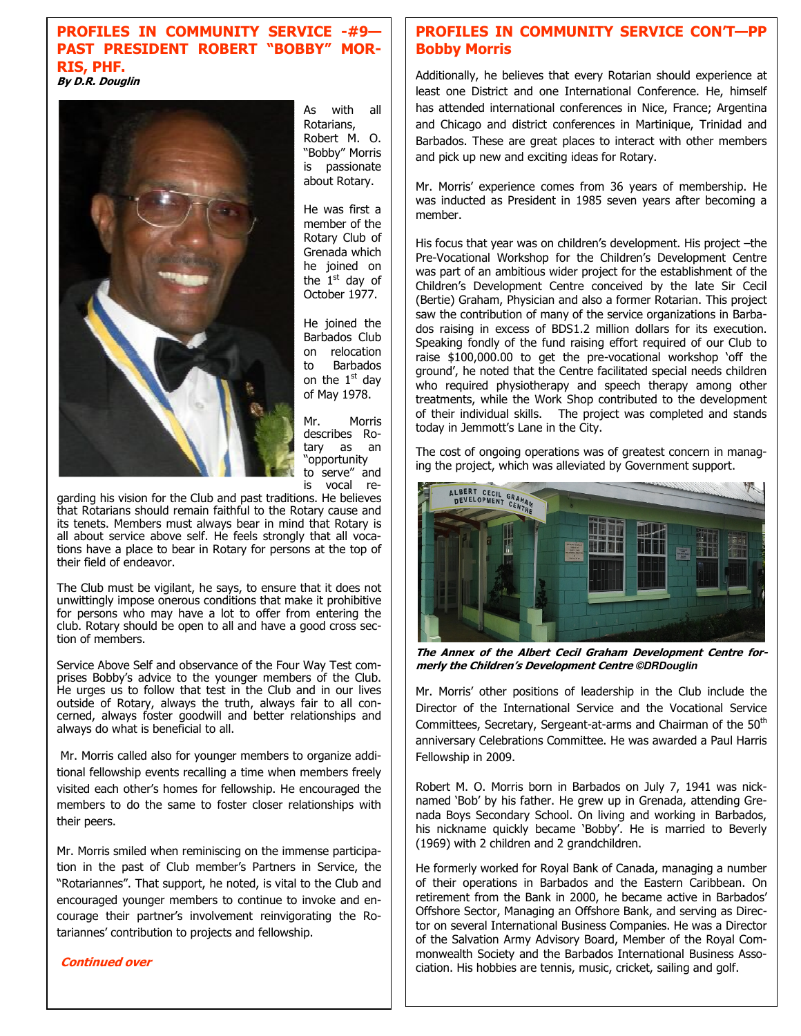## PROFILES IN COMMUNITY SERVICE -#9—PAST PRESIDENT ROBERT "BOBBY" MORRIS, PHF.

***By D.R. Douglin***

As with all Rotarians, Robert M. O. "Bobby" Morris is passionate about Rotary.

He was first a member of the Rotary Club of Grenada which he joined on the 1st day of October 1977.

He joined the Barbados Club on relocation to Barbados on the 1st day of May 1978.

Mr. Morris describes Rotary as an "opportunity to serve" and is vocal regarding his vision for the Club and past traditions. He believes that Rotarians should remain faithful to the Rotary cause and its tenets. Members must always bear in mind that Rotary is all about service above self. He feels strongly that all vocations have a place to bear in Rotary for persons at the top of their field of endeavor.

The Club must be vigilant, he says, to ensure that it does not unwittingly impose onerous conditions that make it prohibitive for persons who may have a lot to offer from entering the club. Rotary should be open to all and have a good cross section of members.

Service Above Self and observance of the Four Way Test comprises Bobby's advice to the younger members of the Club. He urges us to follow that test in the Club and in our lives outside of Rotary, always the truth, always fair to all concerned, always foster goodwill and better relationships and always do what is beneficial to all.

Mr. Morris called also for younger members to organize additional fellowship events recalling a time when members freely visited each other's homes for fellowship. He encouraged the members to do the same to foster closer relationships with their peers.

Mr. Morris smiled when reminiscing on the immense participation in the past of Club member's Partners in Service, the "Rotariannes". That support, he noted, is vital to the Club and encouraged younger members to continue to invoke and encourage their partner's involvement reinvigorating the Rotariannes' contribution to projects and fellowship.

***Continued over***

## PROFILES IN COMMUNITY SERVICE CON'T—PP Bobby Morris

Additionally, he believes that every Rotarian should experience at least one District and one International Conference. He, himself has attended international conferences in Nice, France; Argentina and Chicago and district conferences in Martinique, Trinidad and Barbados. These are great places to interact with other members and pick up new and exciting ideas for Rotary.

Mr. Morris' experience comes from 36 years of membership. He was inducted as President in 1985 seven years after becoming a member.

His focus that year was on children's development. His project –the Pre-Vocational Workshop for the Children's Development Centre was part of an ambitious wider project for the establishment of the Children's Development Centre conceived by the late Sir Cecil (Bertie) Graham, Physician and also a former Rotarian. This project saw the contribution of many of the service organizations in Barbados raising in excess of BDS1.2 million dollars for its execution. Speaking fondly of the fund raising effort required of our Club to raise $100,000.00 to get the pre-vocational workshop 'off the ground', he noted that the Centre facilitated special needs children who required physiotherapy and speech therapy among other treatments, while the Work Shop contributed to the development of their individual skills. The project was completed and stands today in Jemmott's Lane in the City.

The cost of ongoing operations was of greatest concern in managing the project, which was alleviated by Government support.

***The Annex of the Albert Cecil Graham Development Centre formerly the Children's Development Centre ©DRDouglin***

Mr. Morris' other positions of leadership in the Club include the Director of the International Service and the Vocational Service Committees, Secretary, Sergeant-at-arms and Chairman of the 50th anniversary Celebrations Committee. He was awarded a Paul Harris Fellowship in 2009.

Robert M. O. Morris born in Barbados on July 7, 1941 was nicknamed 'Bob' by his father. He grew up in Grenada, attending Grenada Boys Secondary School. On living and working in Barbados, his nickname quickly became 'Bobby'. He is married to Beverly (1969) with 2 children and 2 grandchildren.

He formerly worked for Royal Bank of Canada, managing a number of their operations in Barbados and the Eastern Caribbean. On retirement from the Bank in 2000, he became active in Barbados' Offshore Sector, Managing an Offshore Bank, and serving as Director on several International Business Companies. He was a Director of the Salvation Army Advisory Board, Member of the Royal Commonwealth Society and the Barbados International Business Association. His hobbies are tennis, music, cricket, sailing and golf.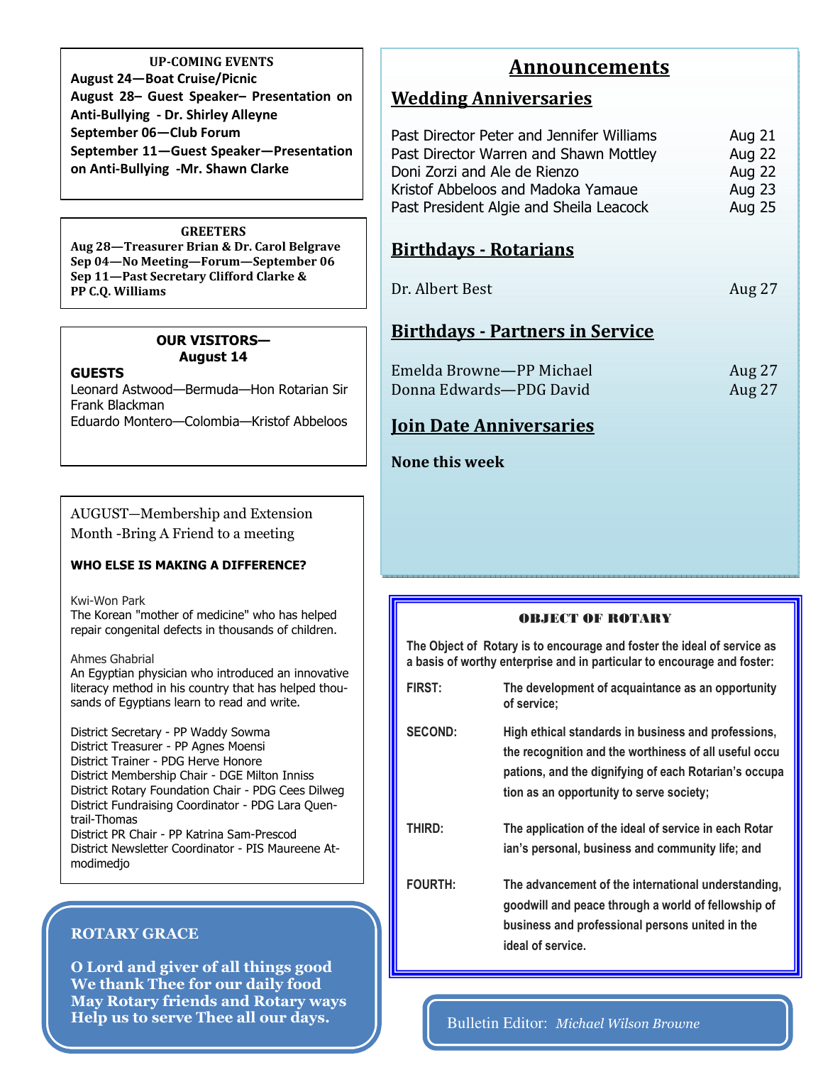**UP-COMING EVENTS**

**August 24—Boat Cruise/Picnic**
**August 28– Guest Speaker– Presentation on Anti-Bullying - Dr. Shirley Alleyne**
**September 06—Club Forum**
**September 11—Guest Speaker—Presentation on Anti-Bullying -Mr. Shawn Clarke**

**GREETERS**

**Aug 28—Treasurer Brian & Dr. Carol Belgrave**
**Sep 04—No Meeting—Forum—September 06**
**Sep 11—Past Secretary Clifford Clarke & PP C.Q. Williams**

**OUR VISITORS— August 14**

**GUESTS**

Leonard Astwood—Bermuda—Hon Rotarian Sir Frank Blackman
Eduardo Montero—Colombia—Kristof Abbeloos

AUGUST—Membership and Extension Month -Bring A Friend to a meeting

**WHO ELSE IS MAKING A DIFFERENCE?**

Kwi-Won Park
The Korean "mother of medicine" who has helped repair congenital defects in thousands of children.

Ahmes Ghabrial
An Egyptian physician who introduced an innovative literacy method in his country that has helped thousands of Egyptians learn to read and write.

District Secretary - PP Waddy Sowma
District Treasurer - PP Agnes Moensi
District Trainer - PDG Herve Honore
District Membership Chair - DGE Milton Inniss
District Rotary Foundation Chair - PDG Cees Dilweg
District Fundraising Coordinator - PDG Lara Quentrail-Thomas
District PR Chair - PP Katrina Sam-Prescod
District Newsletter Coordinator - PIS Maureene Atmodimedjo

**ROTARY GRACE**

**O Lord and giver of all things good**
**We thank Thee for our daily food**
**May Rotary friends and Rotary ways**
**Help us to serve Thee all our days.**

# Announcements

## Wedding Anniversaries

| | |
|---|---|
| Past Director Peter and Jennifer Williams | Aug 21 |
| Past Director Warren and Shawn Mottley | Aug 22 |
| Doni Zorzi and Ale de Rienzo | Aug 22 |
| Kristof Abbeloos and Madoka Yamaue | Aug 23 |
| Past President Algie and Sheila Leacock | Aug 25 |

## Birthdays - Rotarians

| | |
|---|---|
| Dr. Albert Best | Aug 27 |

## Birthdays - Partners in Service

| | |
|---|---|
| Emelda Browne—PP Michael | Aug 27 |
| Donna Edwards—PDG David | Aug 27 |

## Join Date Anniversaries

**None this week**

**OBJECT OF ROTARY**

**The Object of Rotary is to encourage and foster the ideal of service as a basis of worthy enterprise and in particular to encourage and foster:**

**FIRST:** **The development of acquaintance as an opportunity of service;**

**SECOND:** **High ethical standards in business and professions, the recognition and the worthiness of all useful occupations, and the dignifying of each Rotarian's occupation as an opportunity to serve society;**

**THIRD:** **The application of the ideal of service in each Rotarian's personal, business and community life; and**

**FOURTH:** **The advancement of the international understanding, goodwill and peace through a world of fellowship of business and professional persons united in the ideal of service.**

Bulletin Editor: *Michael Wilson Browne*